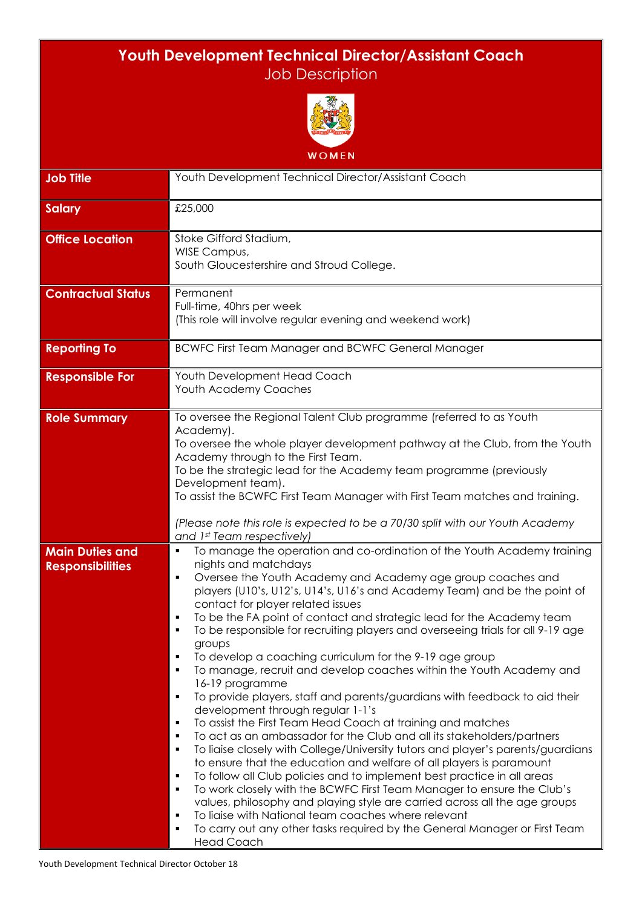# Youth Development Technical Director/Assistant Coach

Job Description

WOMEN

| | |
|---|---|
| **Job Title** | Youth Development Technical Director/Assistant Coach |
| **Salary** | £25,000 |
| **Office Location** | Stoke Gifford Stadium,<br>WISE Campus,<br>South Gloucestershire and Stroud College. |
| **Contractual Status** | Permanent<br>Full-time, 40hrs per week<br>(This role will involve regular evening and weekend work) |
| **Reporting To** | BCWFC First Team Manager and BCWFC General Manager |
| **Responsible For** | Youth Development Head Coach<br>Youth Academy Coaches |
| **Role Summary** | To oversee the Regional Talent Club programme (referred to as Youth Academy).<br>To oversee the whole player development pathway at the Club, from the Youth Academy through to the First Team.<br>To be the strategic lead for the Academy team programme (previously Development team).<br>To assist the BCWFC First Team Manager with First Team matches and training.<br><br>*(Please note this role is expected to be a 70/30 split with our Youth Academy and 1st Team respectively)* |
| **Main Duties and Responsibilities** | ▪ To manage the operation and co-ordination of the Youth Academy training nights and matchdays<br>▪ Oversee the Youth Academy and Academy age group coaches and players (U10's, U12's, U14's, U16's and Academy Team) and be the point of contact for player related issues<br>▪ To be the FA point of contact and strategic lead for the Academy team<br>▪ To be responsible for recruiting players and overseeing trials for all 9-19 age groups<br>▪ To develop a coaching curriculum for the 9-19 age group<br>▪ To manage, recruit and develop coaches within the Youth Academy and 16-19 programme<br>▪ To provide players, staff and parents/guardians with feedback to aid their development through regular 1-1's<br>▪ To assist the First Team Head Coach at training and matches<br>▪ To act as an ambassador for the Club and all its stakeholders/partners<br>▪ To liaise closely with College/University tutors and player's parents/guardians to ensure that the education and welfare of all players is paramount<br>▪ To follow all Club policies and to implement best practice in all areas<br>▪ To work closely with the BCWFC First Team Manager to ensure the Club's values, philosophy and playing style are carried across all the age groups<br>▪ To liaise with National team coaches where relevant<br>▪ To carry out any other tasks required by the General Manager or First Team Head Coach |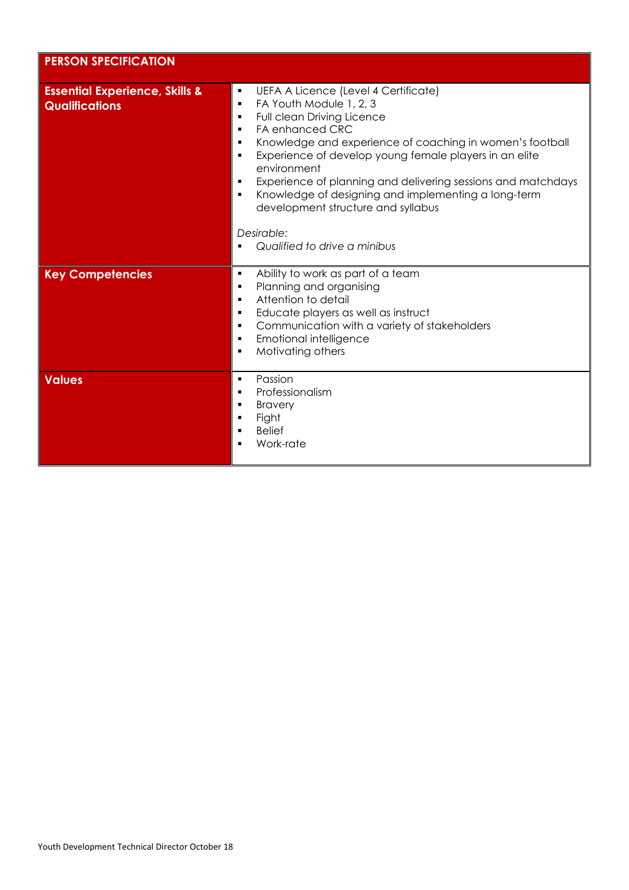| PERSON SPECIFICATION | |
|---|---|
| **Essential Experience, Skills & Qualifications** | ▪ UEFA A Licence (Level 4 Certificate)<br>▪ FA Youth Module 1, 2, 3<br>▪ Full clean Driving Licence<br>▪ FA enhanced CRC<br>▪ Knowledge and experience of coaching in women's football<br>▪ Experience of develop young female players in an elite environment<br>▪ Experience of planning and delivering sessions and matchdays<br>▪ Knowledge of designing and implementing a long-term development structure and syllabus<br><br>*Desirable:*<br>▪ *Qualified to drive a minibus* |
| **Key Competencies** | ▪ Ability to work as part of a team<br>▪ Planning and organising<br>▪ Attention to detail<br>▪ Educate players as well as instruct<br>▪ Communication with a variety of stakeholders<br>▪ Emotional intelligence<br>▪ Motivating others |
| **Values** | ▪ Passion<br>▪ Professionalism<br>▪ Bravery<br>▪ Fight<br>▪ Belief<br>▪ Work-rate |